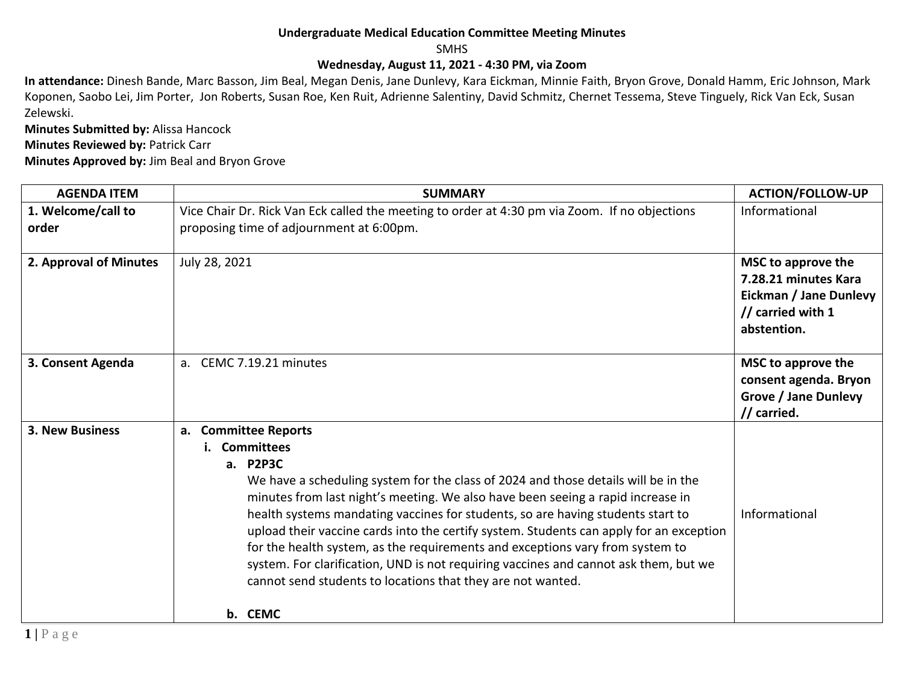**Undergraduate Medical Education Committee Meeting Minutes**

SMHS

**Wednesday, August 11, 2021 - 4:30 PM, via Zoom**

**In attendance:** Dinesh Bande, Marc Basson, Jim Beal, Megan Denis, Jane Dunlevy, Kara Eickman, Minnie Faith, Bryon Grove, Donald Hamm, Eric Johnson, Mark Koponen, Saobo Lei, Jim Porter, Jon Roberts, Susan Roe, Ken Ruit, Adrienne Salentiny, David Schmitz, Chernet Tessema, Steve Tinguely, Rick Van Eck, Susan Zelewski.

**Minutes Submitted by:** Alissa Hancock

**Minutes Reviewed by:** Patrick Carr

**Minutes Approved by:** Jim Beal and Bryon Grove

| AGENDA ITEM | SUMMARY | ACTION/FOLLOW-UP |
|---|---|---|
| **1. Welcome/call to order** | Vice Chair Dr. Rick Van Eck called the meeting to order at 4:30 pm via Zoom. If no objections proposing time of adjournment at 6:00pm. | Informational |
| **2. Approval of Minutes** | July 28, 2021 | **MSC to approve the 7.28.21 minutes Kara Eickman / Jane Dunlevy // carried with 1 abstention.** |
| **3. Consent Agenda** | a. CEMC 7.19.21 minutes | **MSC to approve the consent agenda. Bryon Grove / Jane Dunlevy // carried.** |
| **3. New Business** | **a. Committee Reports**<br>**i. Committees**<br>**a. P2P3C**<br>We have a scheduling system for the class of 2024 and those details will be in the minutes from last night's meeting. We also have been seeing a rapid increase in health systems mandating vaccines for students, so are having students start to upload their vaccine cards into the certify system. Students can apply for an exception for the health system, as the requirements and exceptions vary from system to system. For clarification, UND is not requiring vaccines and cannot ask them, but we cannot send students to locations that they are not wanted.<br><br>**b. CEMC** | Informational |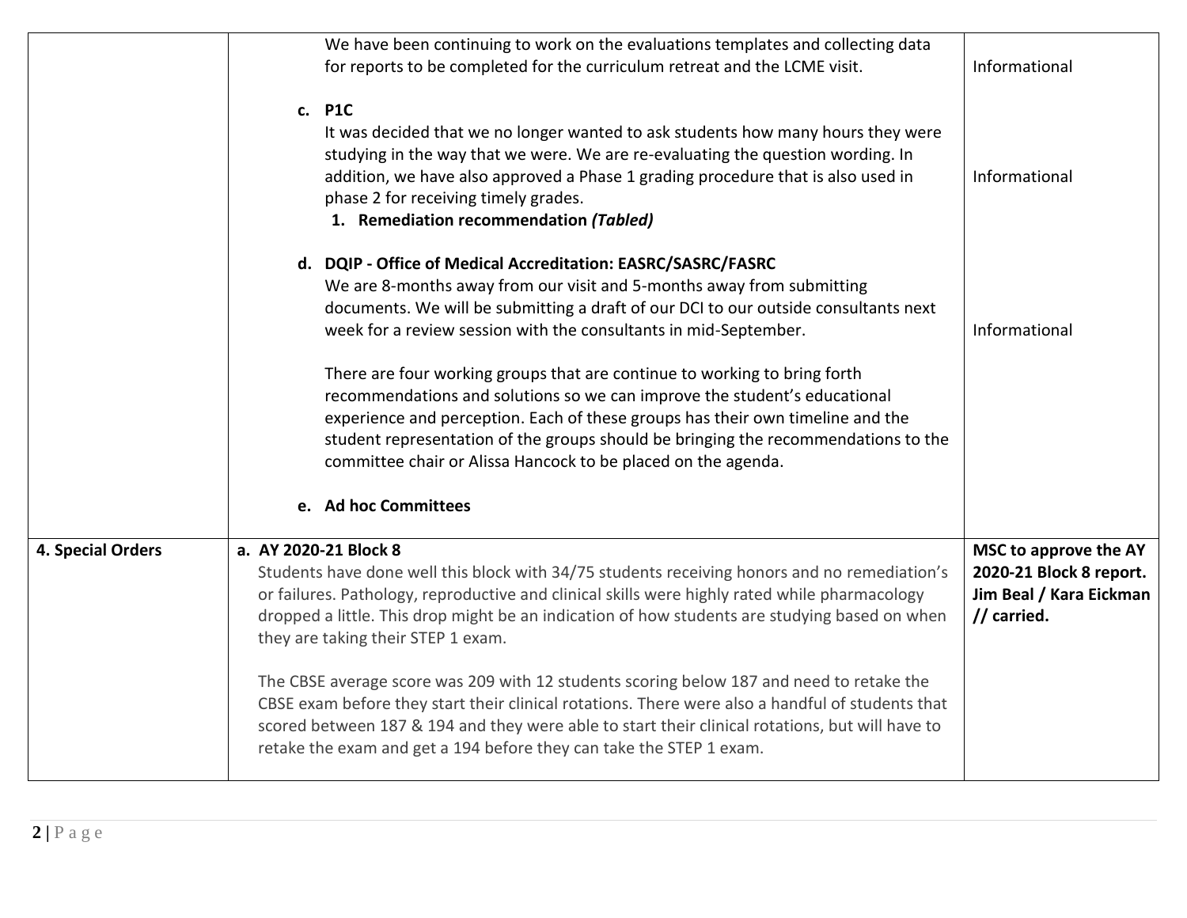| | | |
|---|---|---|
| | We have been continuing to work on the evaluations templates and collecting data for reports to be completed for the curriculum retreat and the LCME visit. | Informational |
| | **c. P1C**<br>It was decided that we no longer wanted to ask students how many hours they were studying in the way that we were. We are re-evaluating the question wording. In addition, we have also approved a Phase 1 grading procedure that is also used in phase 2 for receiving timely grades.<br>**1. Remediation recommendation *(Tabled)*** | Informational |
| | **d. DQIP - Office of Medical Accreditation: EASRC/SASRC/FASRC**<br>We are 8-months away from our visit and 5-months away from submitting documents. We will be submitting a draft of our DCI to our outside consultants next week for a review session with the consultants in mid-September.<br><br>There are four working groups that are continue to working to bring forth recommendations and solutions so we can improve the student's educational experience and perception. Each of these groups has their own timeline and the student representation of the groups should be bringing the recommendations to the committee chair or Alissa Hancock to be placed on the agenda.<br><br>**e. Ad hoc Committees** | Informational |
| **4. Special Orders** | **a. AY 2020-21 Block 8**<br>Students have done well this block with 34/75 students receiving honors and no remediation's or failures. Pathology, reproductive and clinical skills were highly rated while pharmacology dropped a little. This drop might be an indication of how students are studying based on when they are taking their STEP 1 exam.<br><br>The CBSE average score was 209 with 12 students scoring below 187 and need to retake the CBSE exam before they start their clinical rotations. There were also a handful of students that scored between 187 & 194 and they were able to start their clinical rotations, but will have to retake the exam and get a 194 before they can take the STEP 1 exam. | **MSC to approve the AY 2020-21 Block 8 report. Jim Beal / Kara Eickman // carried.** |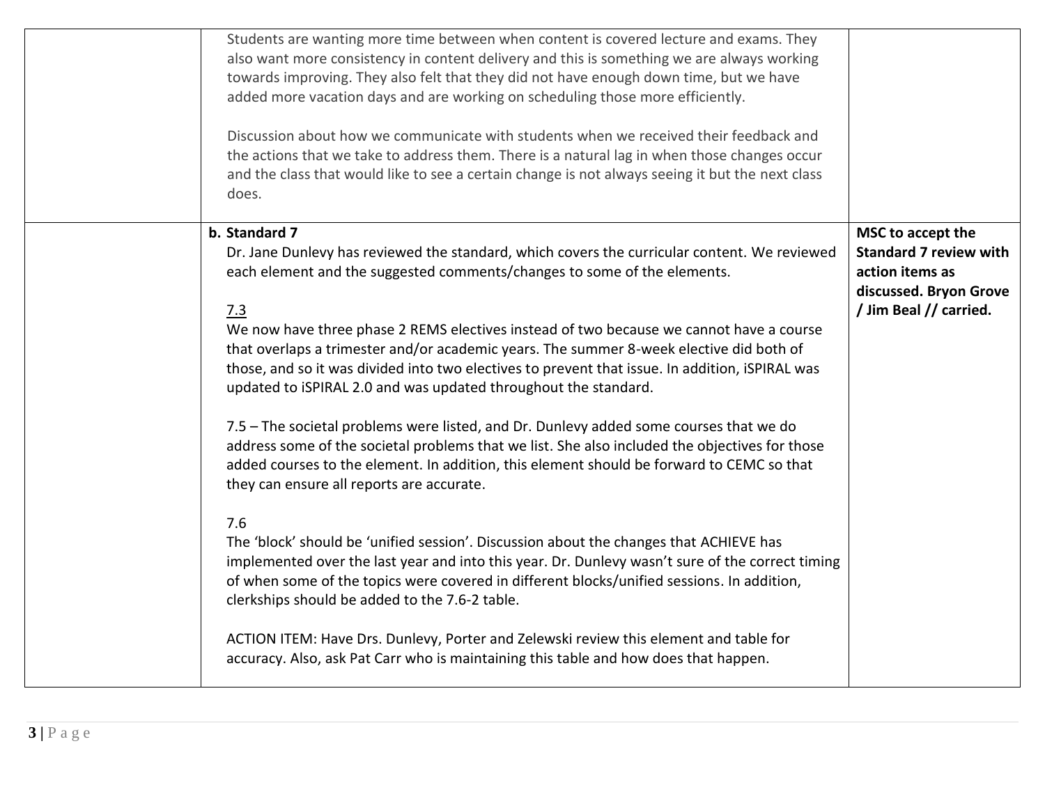| | | |
|---|---|---|
| | Students are wanting more time between when content is covered lecture and exams. They also want more consistency in content delivery and this is something we are always working towards improving. They also felt that they did not have enough down time, but we have added more vacation days and are working on scheduling those more efficiently.<br><br>Discussion about how we communicate with students when we received their feedback and the actions that we take to address them. There is a natural lag in when those changes occur and the class that would like to see a certain change is not always seeing it but the next class does. | |
| | **b. Standard 7**<br>Dr. Jane Dunlevy has reviewed the standard, which covers the curricular content. We reviewed each element and the suggested comments/changes to some of the elements.<br><br><u>7.3</u><br>We now have three phase 2 REMS electives instead of two because we cannot have a course that overlaps a trimester and/or academic years. The summer 8-week elective did both of those, and so it was divided into two electives to prevent that issue. In addition, iSPIRAL was updated to iSPIRAL 2.0 and was updated throughout the standard.<br><br>7.5 – The societal problems were listed, and Dr. Dunlevy added some courses that we do address some of the societal problems that we list. She also included the objectives for those added courses to the element. In addition, this element should be forward to CEMC so that they can ensure all reports are accurate.<br><br>7.6<br>The 'block' should be 'unified session'. Discussion about the changes that ACHIEVE has implemented over the last year and into this year. Dr. Dunlevy wasn't sure of the correct timing of when some of the topics were covered in different blocks/unified sessions. In addition, clerkships should be added to the 7.6-2 table.<br><br>ACTION ITEM: Have Drs. Dunlevy, Porter and Zelewski review this element and table for accuracy. Also, ask Pat Carr who is maintaining this table and how does that happen. | **MSC to accept the Standard 7 review with action items as discussed. Bryon Grove / Jim Beal // carried.** |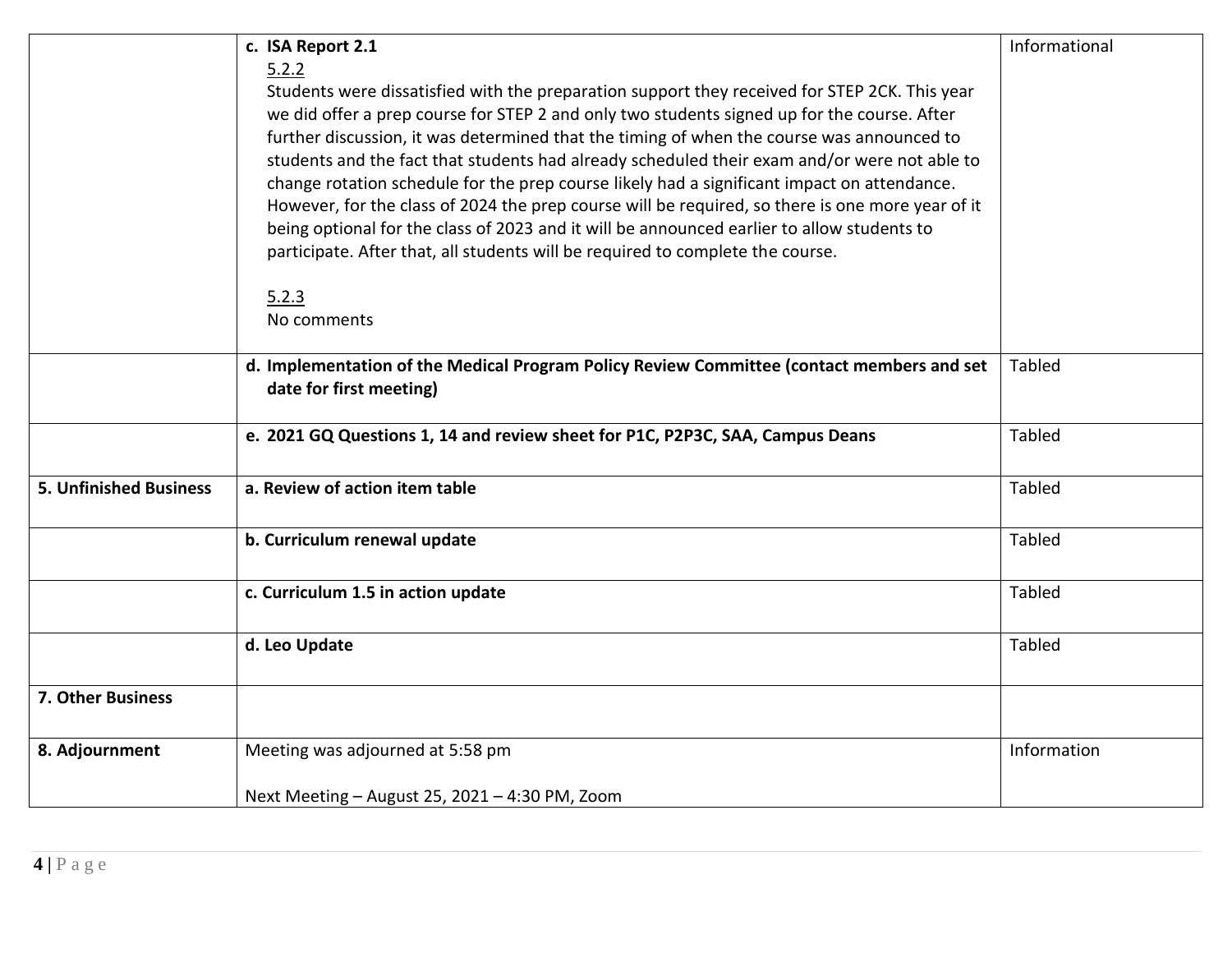| | | |
|---|---|---|
| | **c. ISA Report 2.1**<br>5.2.2<br>Students were dissatisfied with the preparation support they received for STEP 2CK. This year we did offer a prep course for STEP 2 and only two students signed up for the course. After further discussion, it was determined that the timing of when the course was announced to students and the fact that students had already scheduled their exam and/or were not able to change rotation schedule for the prep course likely had a significant impact on attendance. However, for the class of 2024 the prep course will be required, so there is one more year of it being optional for the class of 2023 and it will be announced earlier to allow students to participate. After that, all students will be required to complete the course.<br><br>5.2.3<br>No comments | Informational |
| | **d. Implementation of the Medical Program Policy Review Committee (contact members and set date for first meeting)** | Tabled |
| | **e. 2021 GQ Questions 1, 14 and review sheet for P1C, P2P3C, SAA, Campus Deans** | Tabled |
| **5. Unfinished Business** | **a. Review of action item table** | Tabled |
| | **b. Curriculum renewal update** | Tabled |
| | **c. Curriculum 1.5 in action update** | Tabled |
| | **d. Leo Update** | Tabled |
| **7. Other Business** | | |
| **8. Adjournment** | Meeting was adjourned at 5:58 pm<br><br>Next Meeting – August 25, 2021 – 4:30 PM, Zoom | Information |